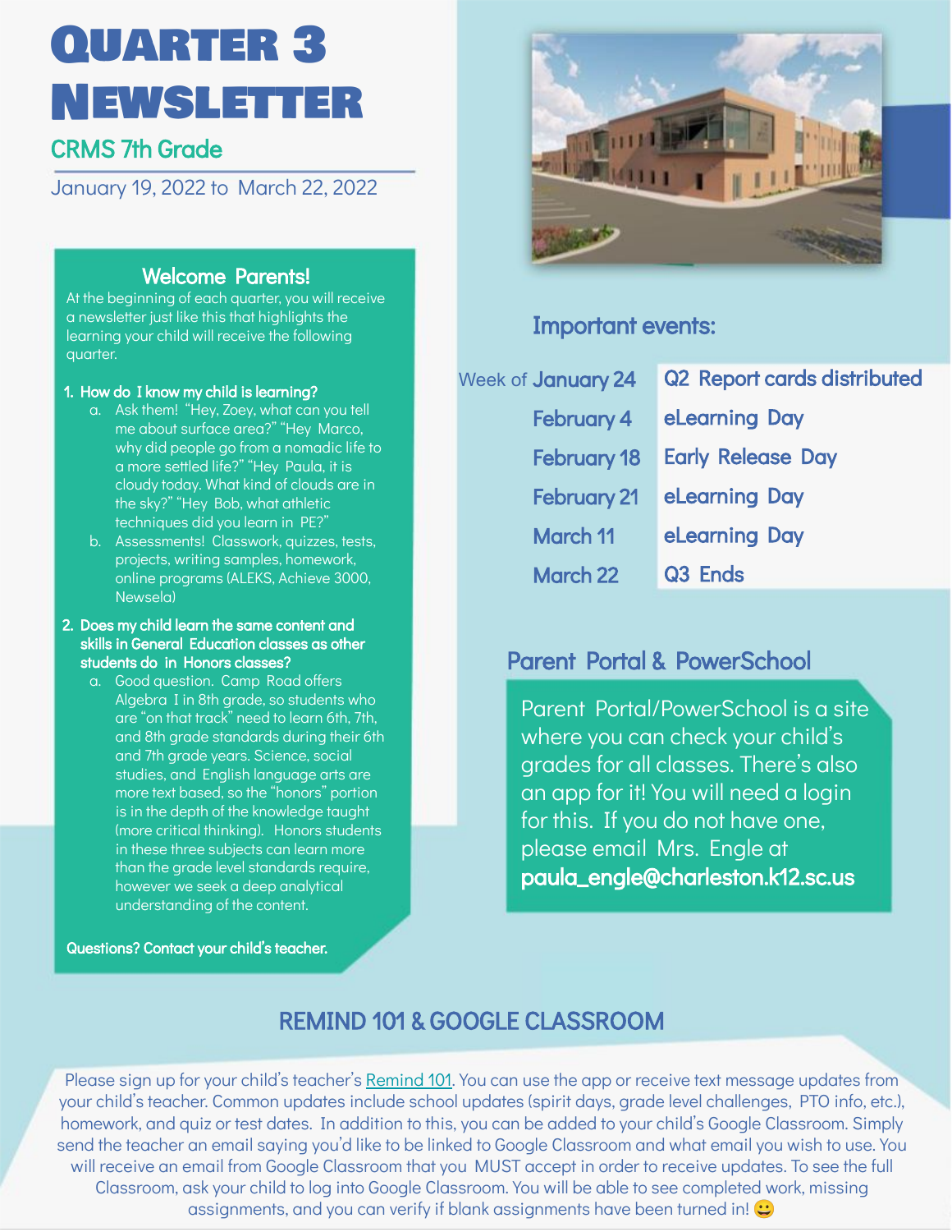# Quarter 3 Newsletter

## CRMS 7th Grade

January 19, 2022 to March 22, 2022

### Welcome Parents!

At the beginning of each quarter, you will receive a newsletter just like this that highlights the learning your child will receive the following quarter.

1. **How do I know my child is learning?**
   a. Ask them! "Hey, Zoey, what can you tell me about surface area?" "Hey Marco, why did people go from a nomadic life to a more settled life?" "Hey Paula, it is cloudy today. What kind of clouds are in the sky?" "Hey Bob, what athletic techniques did you learn in PE?"
   b. Assessments! Classwork, quizzes, tests, projects, writing samples, homework, online programs (ALEKS, Achieve 3000, Newsela)
2. **Does my child learn the same content and skills in General Education classes as other students do in Honors classes?**
   a. Good question. Camp Road offers Algebra I in 8th grade, so students who are "on that track" need to learn 6th, 7th, and 8th grade standards during their 6th and 7th grade years. Science, social studies, and English language arts are more text based, so the "honors" portion is in the depth of the knowledge taught (more critical thinking). Honors students in these three subjects can learn more than the grade level standards require, however we seek a deep analytical understanding of the content.

**Questions? Contact your child's teacher.**

### Important events:

| Date | Event |
|---|---|
| Week of January 24 | Q2 Report cards distributed |
| February 4 | eLearning Day |
| February 18 | Early Release Day |
| February 21 | eLearning Day |
| March 11 | eLearning Day |
| March 22 | Q3 Ends |

### Parent Portal & PowerSchool

Parent Portal/PowerSchool is a site where you can check your child's grades for all classes. There's also an app for it! You will need a login for this. If you do not have one, please email Mrs. Engle at **paula_engle@charleston.k12.sc.us**

### REMIND 101 & GOOGLE CLASSROOM

Please sign up for your child's teacher's Remind 101. You can use the app or receive text message updates from your child's teacher. Common updates include school updates (spirit days, grade level challenges, PTO info, etc.), homework, and quiz or test dates. In addition to this, you can be added to your child's Google Classroom. Simply send the teacher an email saying you'd like to be linked to Google Classroom and what email you wish to use. You will receive an email from Google Classroom that you MUST accept in order to receive updates. To see the full Classroom, ask your child to log into Google Classroom. You will be able to see completed work, missing assignments, and you can verify if blank assignments have been turned in! 😀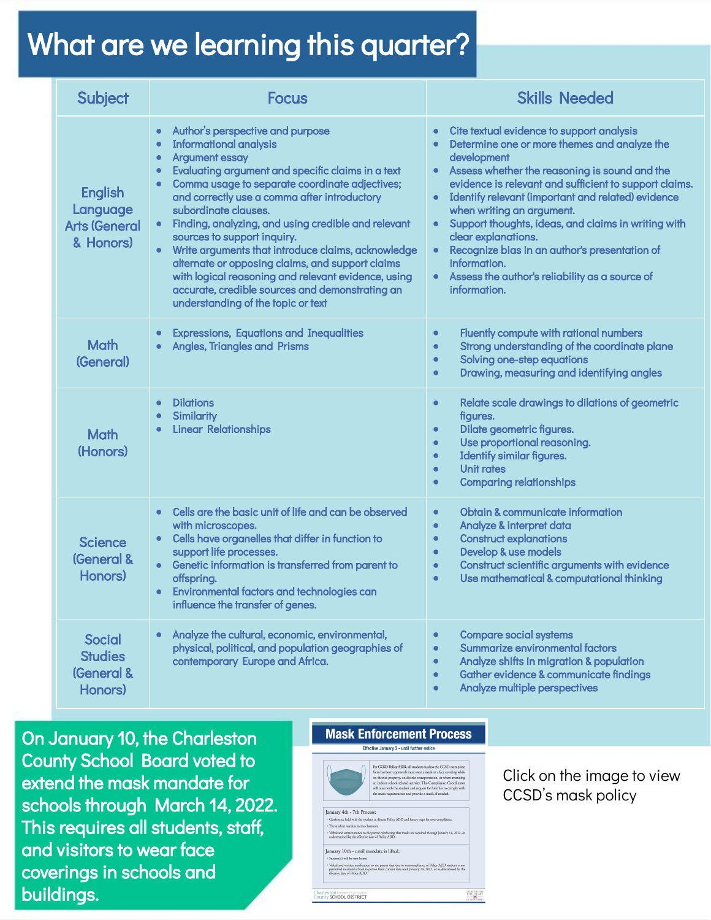# What are we learning this quarter?

| Subject | Focus | Skills Needed |
|---|---|---|
| English Language Arts (General & Honors) | • Author's perspective and purpose<br>• Informational analysis<br>• Argument essay<br>• Evaluating argument and specific claims in a text<br>• Comma usage to separate coordinate adjectives; and correctly use a comma after introductory subordinate clauses.<br>• Finding, analyzing, and using credible and relevant sources to support inquiry.<br>• Write arguments that introduce claims, acknowledge alternate or opposing claims, and support claims with logical reasoning and relevant evidence, using accurate, credible sources and demonstrating an understanding of the topic or text | • Cite textual evidence to support analysis<br>• Determine one or more themes and analyze the development<br>• Assess whether the reasoning is sound and the evidence is relevant and sufficient to support claims.<br>• Identify relevant (important and related) evidence when writing an argument.<br>• Support thoughts, ideas, and claims in writing with clear explanations.<br>• Recognize bias in an author's presentation of information.<br>• Assess the author's reliability as a source of information. |
| Math (General) | • Expressions, Equations and Inequalities<br>• Angles, Triangles and Prisms | • Fluently compute with rational numbers<br>• Strong understanding of the coordinate plane<br>• Solving one-step equations<br>• Drawing, measuring and identifying angles |
| Math (Honors) | • Dilations<br>• Similarity<br>• Linear Relationships | • Relate scale drawings to dilations of geometric figures.<br>• Dilate geometric figures.<br>• Use proportional reasoning.<br>• Identify similar figures.<br>• Unit rates<br>• Comparing relationships |
| Science (General & Honors) | • Cells are the basic unit of life and can be observed with microscopes.<br>• Cells have organelles that differ in function to support life processes.<br>• Genetic information is transferred from parent to offspring.<br>• Environmental factors and technologies can influence the transfer of genes. | • Obtain & communicate information<br>• Analyze & interpret data<br>• Construct explanations<br>• Develop & use models<br>• Construct scientific arguments with evidence<br>• Use mathematical & computational thinking |
| Social Studies (General & Honors) | • Analyze the cultural, economic, environmental, physical, political, and population geographies of contemporary Europe and Africa. | • Compare social systems<br>• Summarize environmental factors<br>• Analyze shifts in migration & population<br>• Gather evidence & communicate findings<br>• Analyze multiple perspectives |

On January 10, the Charleston County School Board voted to extend the mask mandate for schools through March 14, 2022. This requires all students, staff, and visitors to wear face coverings in schools and buildings.

Click on the image to view CCSD's mask policy